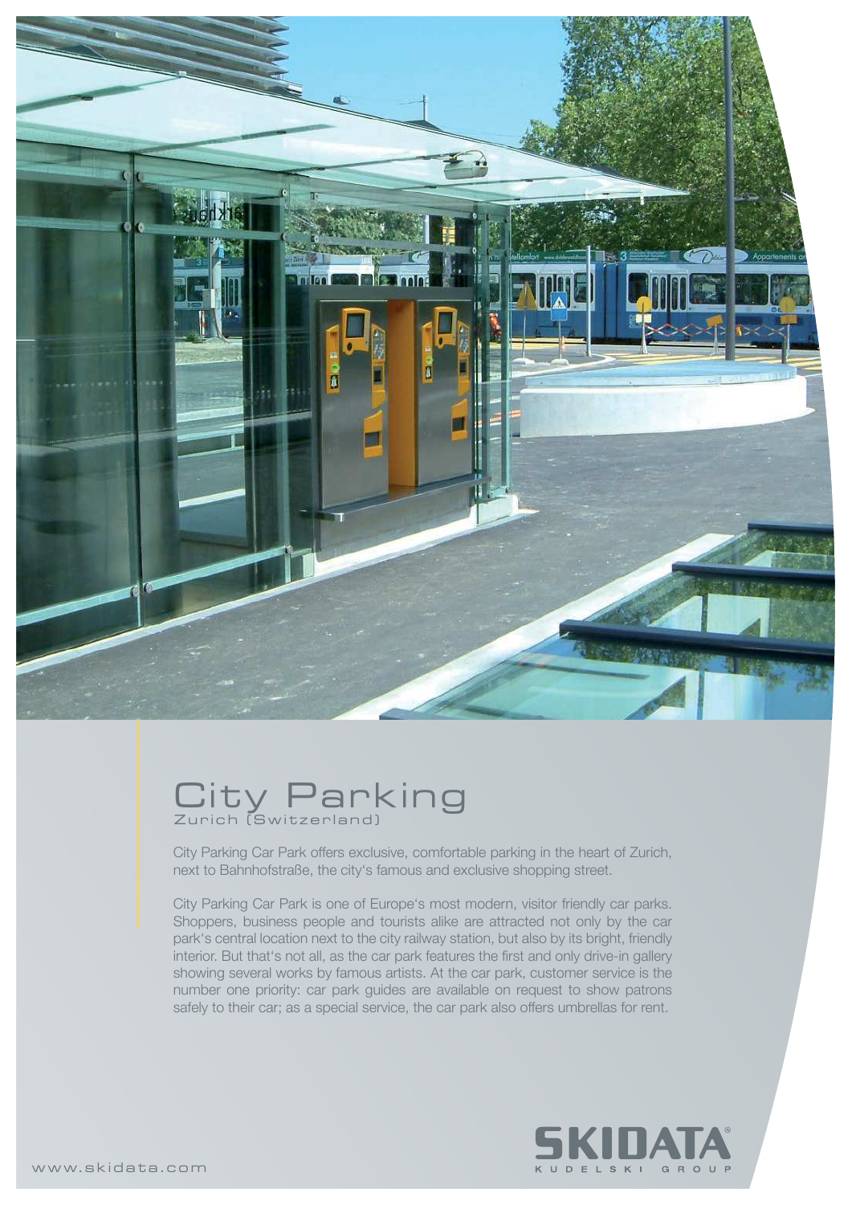# City Parking

Zurich (Switzerland)

City Parking Car Park offers exclusive, comfortable parking in the heart of Zurich, next to Bahnhofstraße, the city's famous and exclusive shopping street.

City Parking Car Park is one of Europe's most modern, visitor friendly car parks. Shoppers, business people and tourists alike are attracted not only by the car park's central location next to the city railway station, but also by its bright, friendly interior. But that's not all, as the car park features the first and only drive-in gallery showing several works by famous artists. At the car park, customer service is the number one priority: car park guides are available on request to show patrons safely to their car; as a special service, the car park also offers umbrellas for rent.

SKIDATA®
KUDELSKI GROUP

www.skidata.com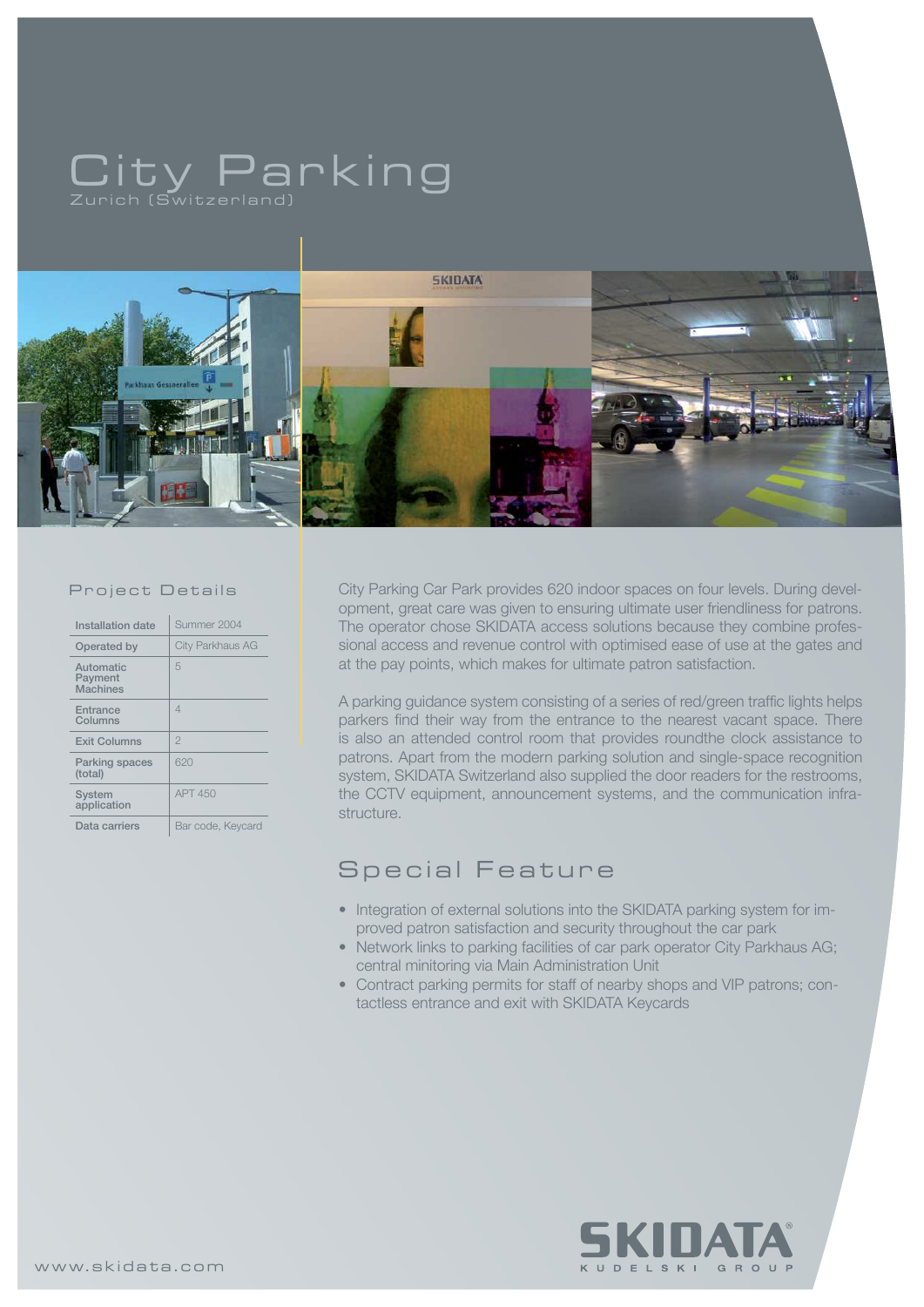# City Parking

Zurich (Switzerland)

## Project Details

| | |
|---|---|
| Installation date | Summer 2004 |
| Operated by | City Parkhaus AG |
| Automatic Payment Machines | 5 |
| Entrance Columns | 4 |
| Exit Columns | 2 |
| Parking spaces (total) | 620 |
| System application | APT 450 |
| Data carriers | Bar code, Keycard |

City Parking Car Park provides 620 indoor spaces on four levels. During development, great care was given to ensuring ultimate user friendliness for patrons. The operator chose SKIDATA access solutions because they combine professional access and revenue control with optimised ease of use at the gates and at the pay points, which makes for ultimate patron satisfaction.

A parking guidance system consisting of a series of red/green traffic lights helps parkers find their way from the entrance to the nearest vacant space. There is also an attended control room that provides roundthe clock assistance to patrons. Apart from the modern parking solution and single-space recognition system, SKIDATA Switzerland also supplied the door readers for the restrooms, the CCTV equipment, announcement systems, and the communication infrastructure.

## Special Feature

- Integration of external solutions into the SKIDATA parking system for improved patron satisfaction and security throughout the car park
- Network links to parking facilities of car park operator City Parkhaus AG; central minitoring via Main Administration Unit
- Contract parking permits for staff of nearby shops and VIP patrons; contactless entrance and exit with SKIDATA Keycards

www.skidata.com

SKIDATA® KUDELSKI GROUP